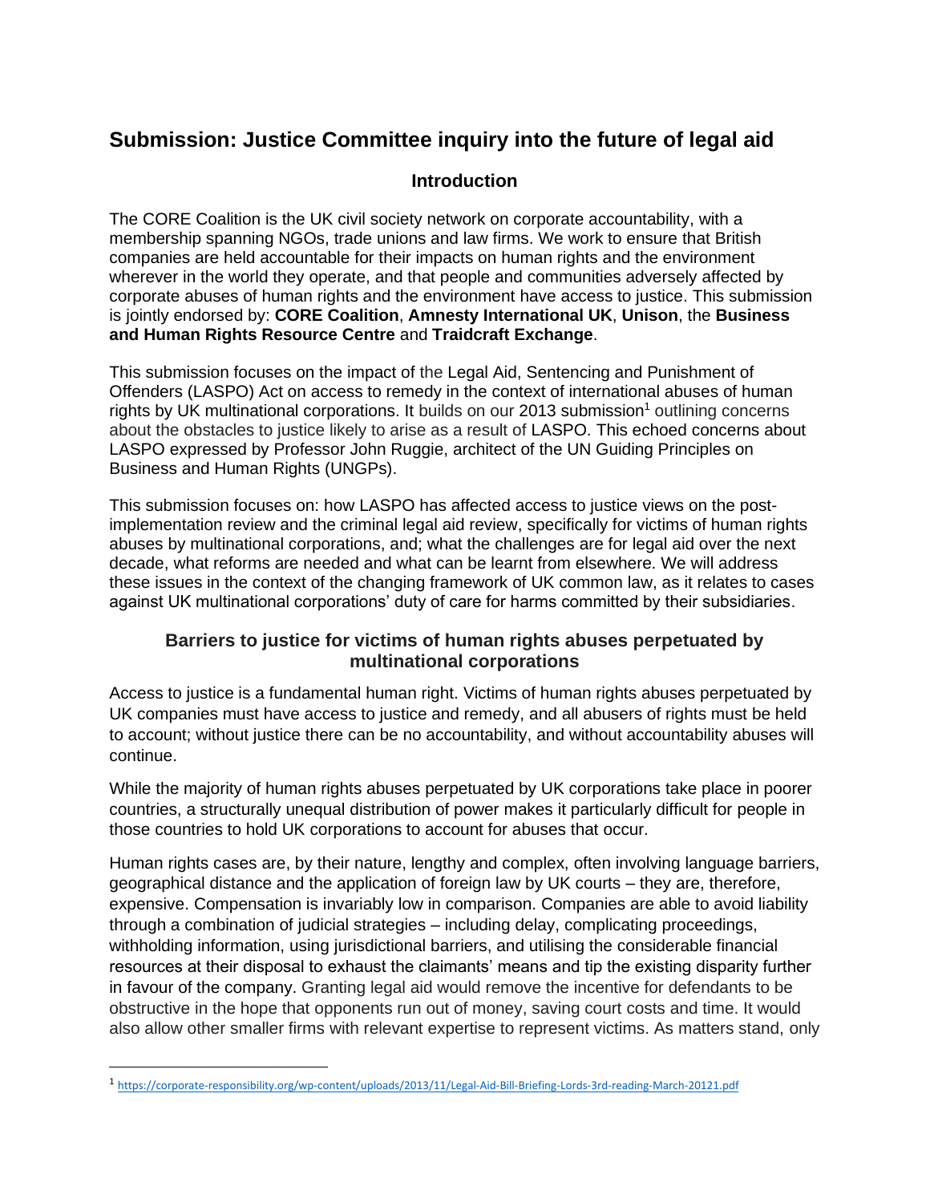# Submission: Justice Committee inquiry into the future of legal aid

## Introduction

The CORE Coalition is the UK civil society network on corporate accountability, with a membership spanning NGOs, trade unions and law firms. We work to ensure that British companies are held accountable for their impacts on human rights and the environment wherever in the world they operate, and that people and communities adversely affected by corporate abuses of human rights and the environment have access to justice. This submission is jointly endorsed by: **CORE Coalition**, **Amnesty International UK**, **Unison**, the **Business and Human Rights Resource Centre** and **Traidcraft Exchange**.

This submission focuses on the impact of the Legal Aid, Sentencing and Punishment of Offenders (LASPO) Act on access to remedy in the context of international abuses of human rights by UK multinational corporations. It builds on our 2013 submission[1] outlining concerns about the obstacles to justice likely to arise as a result of LASPO. This echoed concerns about LASPO expressed by Professor John Ruggie, architect of the UN Guiding Principles on Business and Human Rights (UNGPs).

This submission focuses on: how LASPO has affected access to justice views on the post-implementation review and the criminal legal aid review, specifically for victims of human rights abuses by multinational corporations, and; what the challenges are for legal aid over the next decade, what reforms are needed and what can be learnt from elsewhere. We will address these issues in the context of the changing framework of UK common law, as it relates to cases against UK multinational corporations' duty of care for harms committed by their subsidiaries.

### Barriers to justice for victims of human rights abuses perpetuated by multinational corporations

Access to justice is a fundamental human right. Victims of human rights abuses perpetuated by UK companies must have access to justice and remedy, and all abusers of rights must be held to account; without justice there can be no accountability, and without accountability abuses will continue.

While the majority of human rights abuses perpetuated by UK corporations take place in poorer countries, a structurally unequal distribution of power makes it particularly difficult for people in those countries to hold UK corporations to account for abuses that occur.

Human rights cases are, by their nature, lengthy and complex, often involving language barriers, geographical distance and the application of foreign law by UK courts – they are, therefore, expensive. Compensation is invariably low in comparison. Companies are able to avoid liability through a combination of judicial strategies – including delay, complicating proceedings, withholding information, using jurisdictional barriers, and utilising the considerable financial resources at their disposal to exhaust the claimants' means and tip the existing disparity further in favour of the company. Granting legal aid would remove the incentive for defendants to be obstructive in the hope that opponents run out of money, saving court costs and time. It would also allow other smaller firms with relevant expertise to represent victims. As matters stand, only

[1] https://corporate-responsibility.org/wp-content/uploads/2013/11/Legal-Aid-Bill-Briefing-Lords-3rd-reading-March-20121.pdf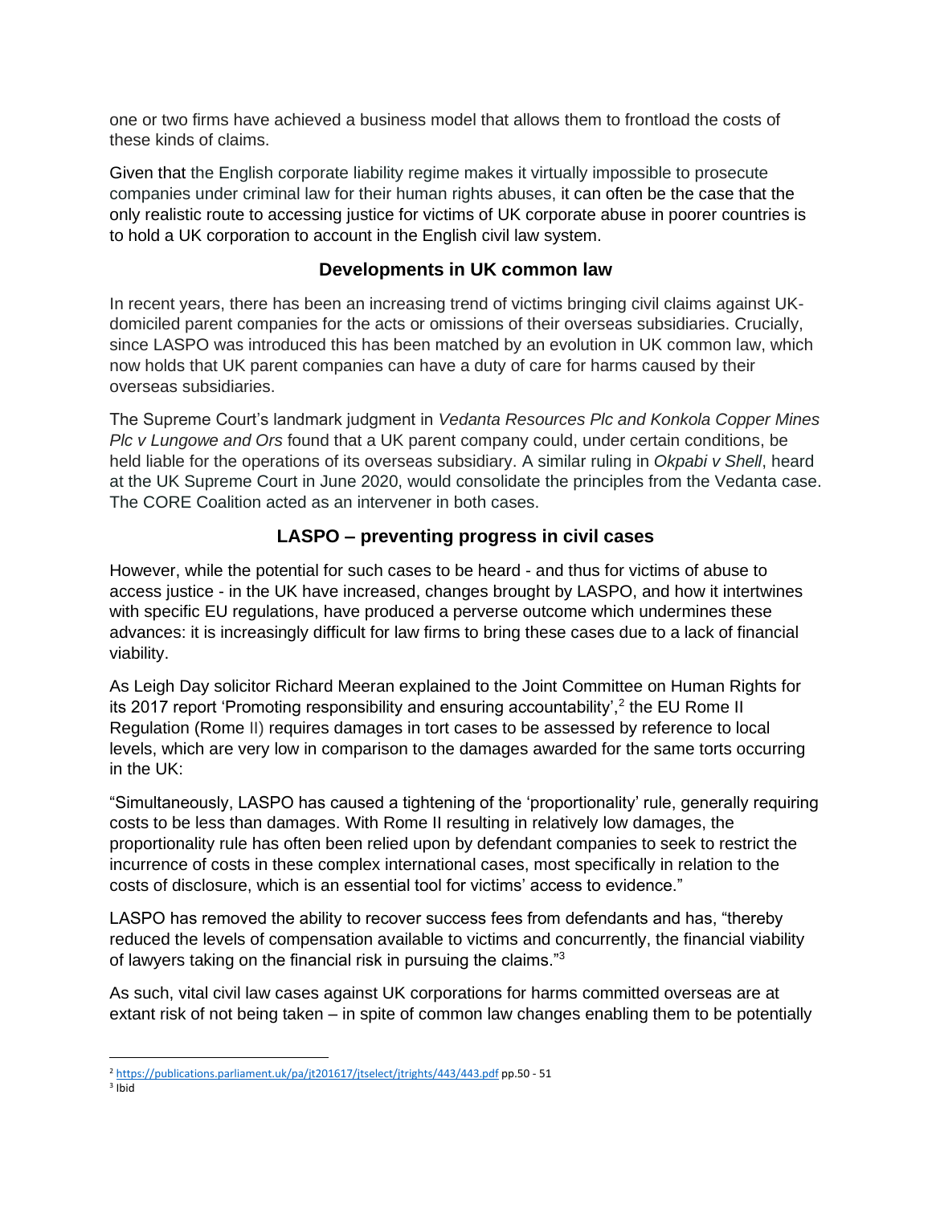one or two firms have achieved a business model that allows them to frontload the costs of these kinds of claims.

Given that the English corporate liability regime makes it virtually impossible to prosecute companies under criminal law for their human rights abuses, it can often be the case that the only realistic route to accessing justice for victims of UK corporate abuse in poorer countries is to hold a UK corporation to account in the English civil law system.

## Developments in UK common law

In recent years, there has been an increasing trend of victims bringing civil claims against UK-domiciled parent companies for the acts or omissions of their overseas subsidiaries. Crucially, since LASPO was introduced this has been matched by an evolution in UK common law, which now holds that UK parent companies can have a duty of care for harms caused by their overseas subsidiaries.

The Supreme Court's landmark judgment in *Vedanta Resources Plc and Konkola Copper Mines Plc v Lungowe and Ors* found that a UK parent company could, under certain conditions, be held liable for the operations of its overseas subsidiary. A similar ruling in *Okpabi v Shell*, heard at the UK Supreme Court in June 2020, would consolidate the principles from the Vedanta case. The CORE Coalition acted as an intervener in both cases.

## LASPO – preventing progress in civil cases

However, while the potential for such cases to be heard - and thus for victims of abuse to access justice - in the UK have increased, changes brought by LASPO, and how it intertwines with specific EU regulations, have produced a perverse outcome which undermines these advances: it is increasingly difficult for law firms to bring these cases due to a lack of financial viability.

As Leigh Day solicitor Richard Meeran explained to the Joint Committee on Human Rights for its 2017 report 'Promoting responsibility and ensuring accountability',[2] the EU Rome II Regulation (Rome II) requires damages in tort cases to be assessed by reference to local levels, which are very low in comparison to the damages awarded for the same torts occurring in the UK:

"Simultaneously, LASPO has caused a tightening of the 'proportionality' rule, generally requiring costs to be less than damages. With Rome II resulting in relatively low damages, the proportionality rule has often been relied upon by defendant companies to seek to restrict the incurrence of costs in these complex international cases, most specifically in relation to the costs of disclosure, which is an essential tool for victims' access to evidence."

LASPO has removed the ability to recover success fees from defendants and has, "thereby reduced the levels of compensation available to victims and concurrently, the financial viability of lawyers taking on the financial risk in pursuing the claims."[3]

As such, vital civil law cases against UK corporations for harms committed overseas are at extant risk of not being taken – in spite of common law changes enabling them to be potentially

---

[2] https://publications.parliament.uk/pa/jt201617/jtselect/jtrights/443/443.pdf pp.50 - 51

[3] Ibid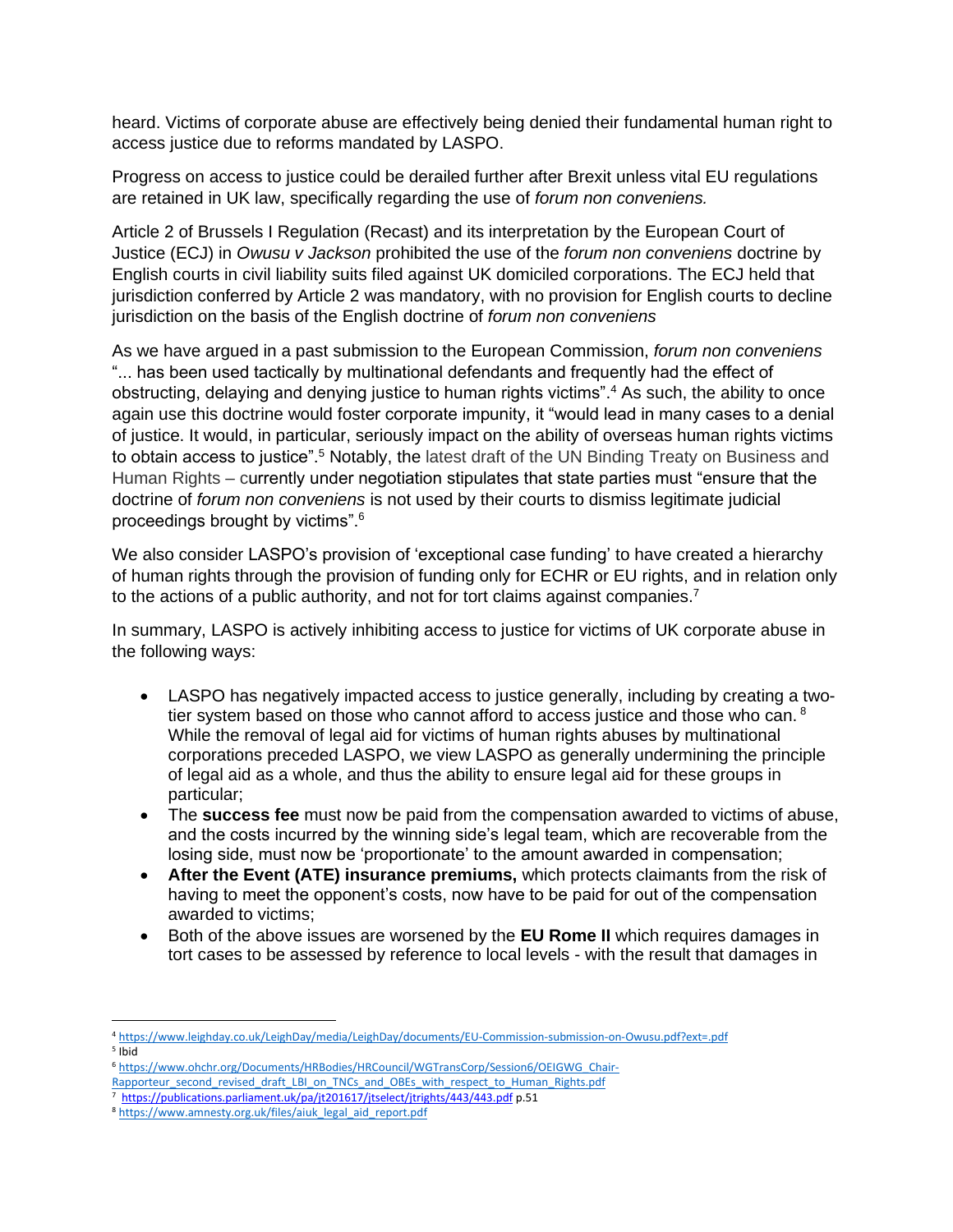heard. Victims of corporate abuse are effectively being denied their fundamental human right to access justice due to reforms mandated by LASPO.

Progress on access to justice could be derailed further after Brexit unless vital EU regulations are retained in UK law, specifically regarding the use of *forum non conveniens.*

Article 2 of Brussels I Regulation (Recast) and its interpretation by the European Court of Justice (ECJ) in *Owusu v Jackson* prohibited the use of the *forum non conveniens* doctrine by English courts in civil liability suits filed against UK domiciled corporations. The ECJ held that jurisdiction conferred by Article 2 was mandatory, with no provision for English courts to decline jurisdiction on the basis of the English doctrine of *forum non conveniens*

As we have argued in a past submission to the European Commission, *forum non conveniens* "... has been used tactically by multinational defendants and frequently had the effect of obstructing, delaying and denying justice to human rights victims".[4] As such, the ability to once again use this doctrine would foster corporate impunity, it "would lead in many cases to a denial of justice. It would, in particular, seriously impact on the ability of overseas human rights victims to obtain access to justice".[5] Notably, the latest draft of the UN Binding Treaty on Business and Human Rights – currently under negotiation stipulates that state parties must "ensure that the doctrine of *forum non conveniens* is not used by their courts to dismiss legitimate judicial proceedings brought by victims".[6]

We also consider LASPO's provision of 'exceptional case funding' to have created a hierarchy of human rights through the provision of funding only for ECHR or EU rights, and in relation only to the actions of a public authority, and not for tort claims against companies.[7]

In summary, LASPO is actively inhibiting access to justice for victims of UK corporate abuse in the following ways:

- LASPO has negatively impacted access to justice generally, including by creating a two-tier system based on those who cannot afford to access justice and those who can.[8] While the removal of legal aid for victims of human rights abuses by multinational corporations preceded LASPO, we view LASPO as generally undermining the principle of legal aid as a whole, and thus the ability to ensure legal aid for these groups in particular;
- The **success fee** must now be paid from the compensation awarded to victims of abuse, and the costs incurred by the winning side's legal team, which are recoverable from the losing side, must now be 'proportionate' to the amount awarded in compensation;
- **After the Event (ATE) insurance premiums,** which protects claimants from the risk of having to meet the opponent's costs, now have to be paid for out of the compensation awarded to victims;
- Both of the above issues are worsened by the **EU Rome II** which requires damages in tort cases to be assessed by reference to local levels - with the result that damages in

---

[4] https://www.leighday.co.uk/LeighDay/media/LeighDay/documents/EU-Commission-submission-on-Owusu.pdf?ext=.pdf

[5] Ibid

[6] https://www.ohchr.org/Documents/HRBodies/HRCouncil/WGTransCorp/Session6/OEIGWG_Chair-Rapporteur_second_revised_draft_LBI_on_TNCs_and_OBEs_with_respect_to_Human_Rights.pdf

[7] https://publications.parliament.uk/pa/jt201617/jtselect/jtrights/443/443.pdf p.51

[8] https://www.amnesty.org.uk/files/aiuk_legal_aid_report.pdf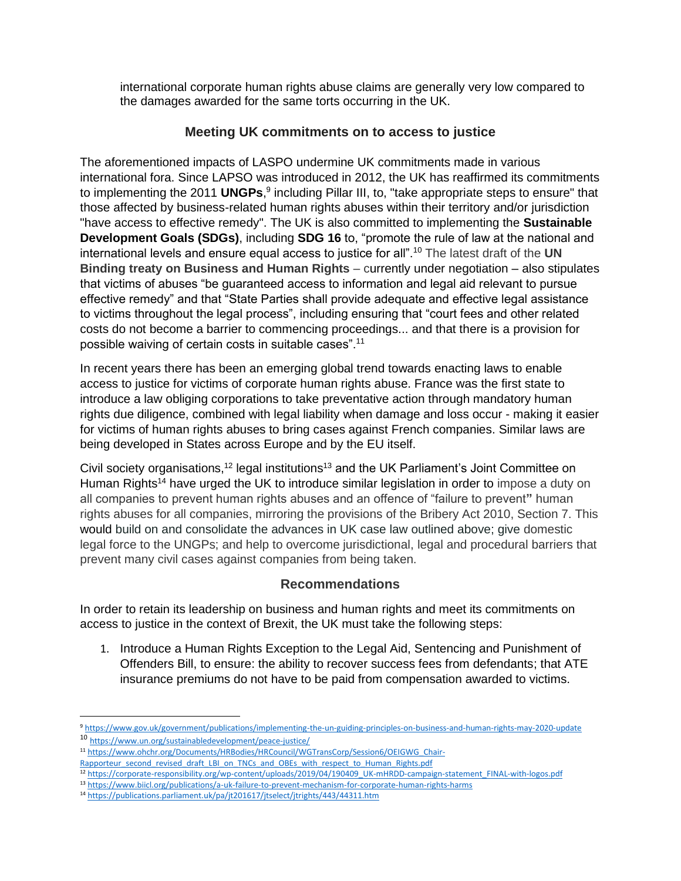international corporate human rights abuse claims are generally very low compared to the damages awarded for the same torts occurring in the UK.

## Meeting UK commitments on to access to justice

The aforementioned impacts of LASPO undermine UK commitments made in various international fora. Since LAPSO was introduced in 2012, the UK has reaffirmed its commitments to implementing the 2011 **UNGPs**,[9] including Pillar III, to, "take appropriate steps to ensure" that those affected by business-related human rights abuses within their territory and/or jurisdiction "have access to effective remedy". The UK is also committed to implementing the **Sustainable Development Goals (SDGs)**, including **SDG 16** to, "promote the rule of law at the national and international levels and ensure equal access to justice for all".[10] The latest draft of the **UN Binding treaty on Business and Human Rights** – currently under negotiation – also stipulates that victims of abuses "be guaranteed access to information and legal aid relevant to pursue effective remedy" and that "State Parties shall provide adequate and effective legal assistance to victims throughout the legal process", including ensuring that "court fees and other related costs do not become a barrier to commencing proceedings... and that there is a provision for possible waiving of certain costs in suitable cases".[11]

In recent years there has been an emerging global trend towards enacting laws to enable access to justice for victims of corporate human rights abuse. France was the first state to introduce a law obliging corporations to take preventative action through mandatory human rights due diligence, combined with legal liability when damage and loss occur - making it easier for victims of human rights abuses to bring cases against French companies. Similar laws are being developed in States across Europe and by the EU itself.

Civil society organisations,[12] legal institutions[13] and the UK Parliament's Joint Committee on Human Rights[14] have urged the UK to introduce similar legislation in order to impose a duty on all companies to prevent human rights abuses and an offence of "failure to prevent" human rights abuses for all companies, mirroring the provisions of the Bribery Act 2010, Section 7. This would build on and consolidate the advances in UK case law outlined above; give domestic legal force to the UNGPs; and help to overcome jurisdictional, legal and procedural barriers that prevent many civil cases against companies from being taken.

## Recommendations

In order to retain its leadership on business and human rights and meet its commitments on access to justice in the context of Brexit, the UK must take the following steps:

1. Introduce a Human Rights Exception to the Legal Aid, Sentencing and Punishment of Offenders Bill, to ensure: the ability to recover success fees from defendants; that ATE insurance premiums do not have to be paid from compensation awarded to victims.

---

[9] https://www.gov.uk/government/publications/implementing-the-un-guiding-principles-on-business-and-human-rights-may-2020-update

[10] https://www.un.org/sustainabledevelopment/peace-justice/

[11] https://www.ohchr.org/Documents/HRBodies/HRCouncil/WGTransCorp/Session6/OEIGWG_Chair-Rapporteur_second_revised_draft_LBI_on_TNCs_and_OBEs_with_respect_to_Human_Rights.pdf

[12] https://corporate-responsibility.org/wp-content/uploads/2019/04/190409_UK-mHRDD-campaign-statement_FINAL-with-logos.pdf

[13] https://www.biicl.org/publications/a-uk-failure-to-prevent-mechanism-for-corporate-human-rights-harms

[14] https://publications.parliament.uk/pa/jt201617/jtselect/jtrights/443/44311.htm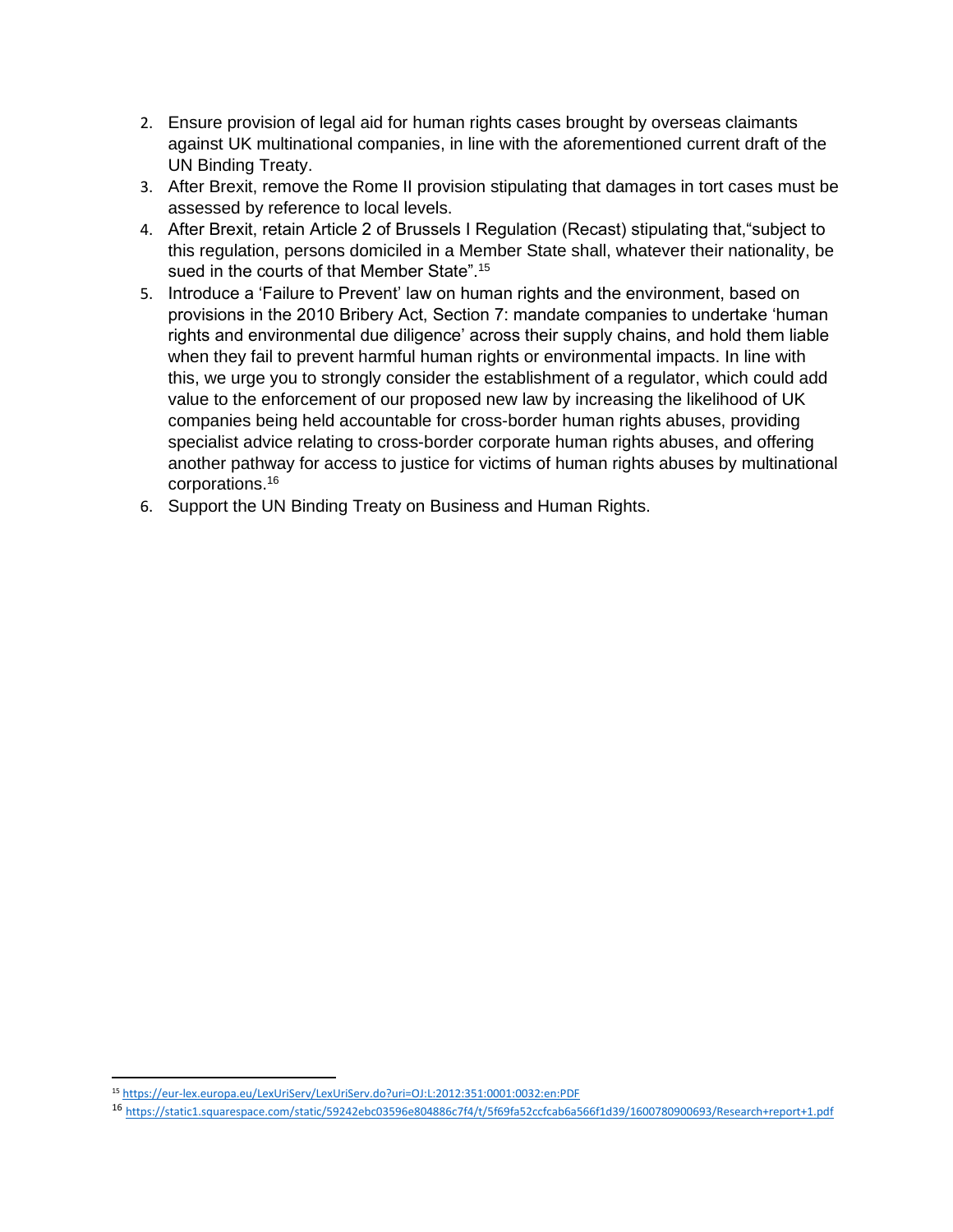2. Ensure provision of legal aid for human rights cases brought by overseas claimants against UK multinational companies, in line with the aforementioned current draft of the UN Binding Treaty.
3. After Brexit, remove the Rome II provision stipulating that damages in tort cases must be assessed by reference to local levels.
4. After Brexit, retain Article 2 of Brussels I Regulation (Recast) stipulating that,"subject to this regulation, persons domiciled in a Member State shall, whatever their nationality, be sued in the courts of that Member State".[15]
5. Introduce a 'Failure to Prevent' law on human rights and the environment, based on provisions in the 2010 Bribery Act, Section 7: mandate companies to undertake 'human rights and environmental due diligence' across their supply chains, and hold them liable when they fail to prevent harmful human rights or environmental impacts. In line with this, we urge you to strongly consider the establishment of a regulator, which could add value to the enforcement of our proposed new law by increasing the likelihood of UK companies being held accountable for cross-border human rights abuses, providing specialist advice relating to cross-border corporate human rights abuses, and offering another pathway for access to justice for victims of human rights abuses by multinational corporations.[16]
6. Support the UN Binding Treaty on Business and Human Rights.

---

[15] https://eur-lex.europa.eu/LexUriServ/LexUriServ.do?uri=OJ:L:2012:351:0001:0032:en:PDF

[16] https://static1.squarespace.com/static/59242ebc03596e804886c7f4/t/5f69fa52ccfcab6a566f1d39/1600780900693/Research+report+1.pdf